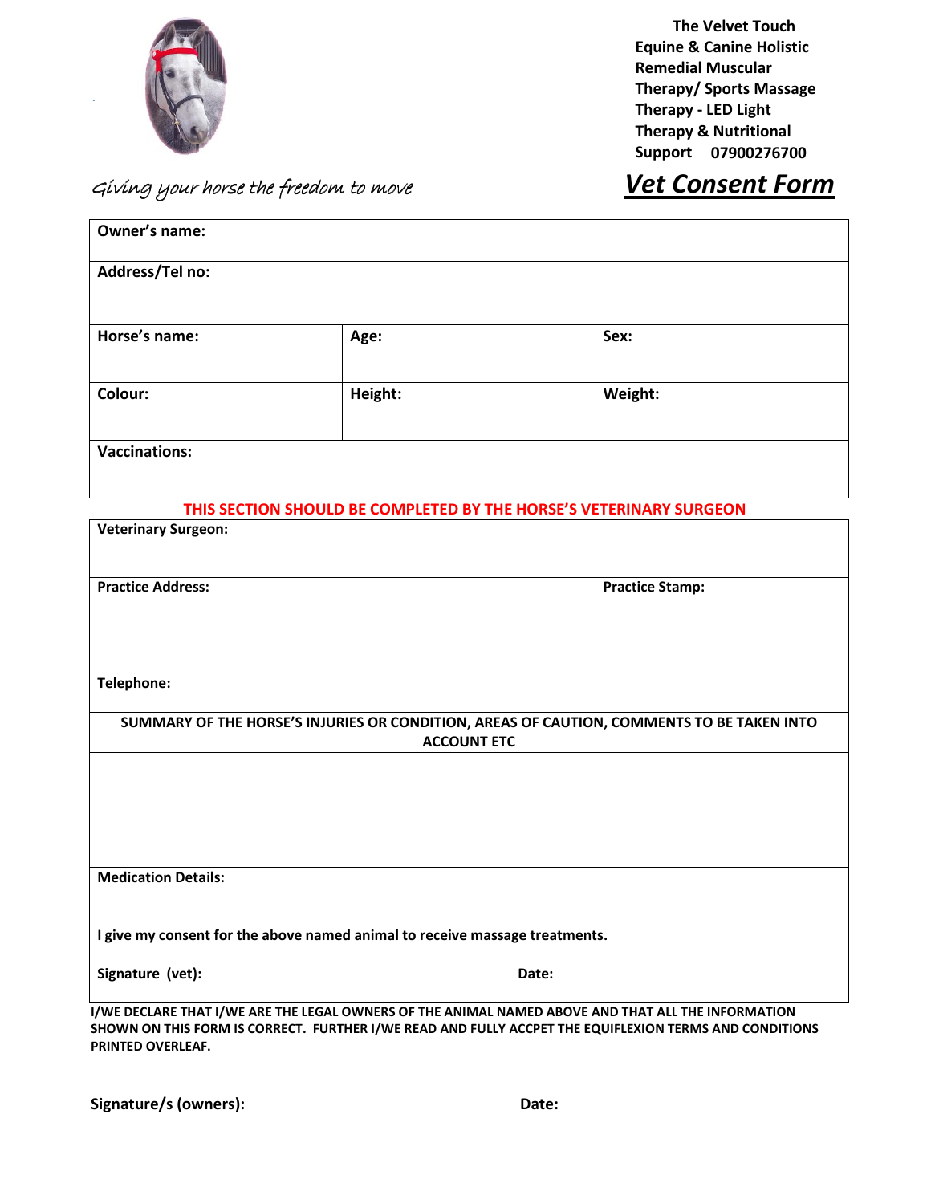**The Velvet Touch**
**Equine & Canine Holistic Remedial Muscular Therapy/ Sports Massage Therapy - LED Light Therapy & Nutritional Support 07900276700**

*Giving your horse the freedom to move*

# *Vet Consent Form*

| **Owner's name:** | | |
|---|---|---|
| **Address/Tel no:** | | |
| **Horse's name:** | **Age:** | **Sex:** |
| **Colour:** | **Height:** | **Weight:** |
| **Vaccinations:** | | |

**THIS SECTION SHOULD BE COMPLETED BY THE HORSE'S VETERINARY SURGEON**

| **Veterinary Surgeon:** | |
|---|---|
| **Practice Address:**<br><br>**Telephone:** | **Practice Stamp:** |
| **SUMMARY OF THE HORSE'S INJURIES OR CONDITION, AREAS OF CAUTION, COMMENTS TO BE TAKEN INTO ACCOUNT ETC** | |
| | |
| **Medication Details:** | |
| **I give my consent for the above named animal to receive massage treatments.**<br><br>**Signature (vet):** | **Date:** |

**I/WE DECLARE THAT I/WE ARE THE LEGAL OWNERS OF THE ANIMAL NAMED ABOVE AND THAT ALL THE INFORMATION SHOWN ON THIS FORM IS CORRECT. FURTHER I/WE READ AND FULLY ACCPET THE EQUIFLEXION TERMS AND CONDITIONS PRINTED OVERLEAF.**

**Signature/s (owners):** **Date:**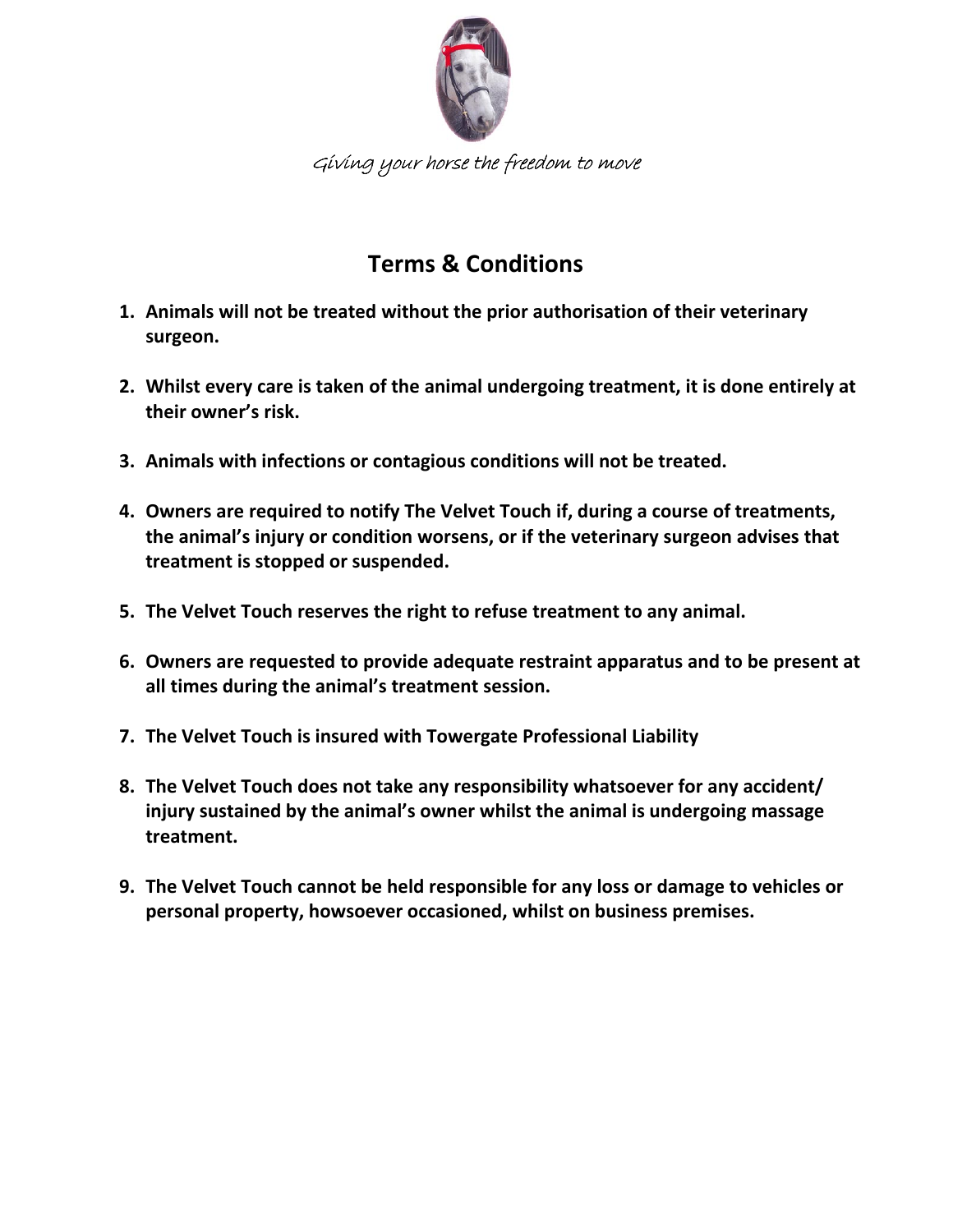*Giving your horse the freedom to move*

## Terms & Conditions

1. **Animals will not be treated without the prior authorisation of their veterinary surgeon.**

2. **Whilst every care is taken of the animal undergoing treatment, it is done entirely at their owner's risk.**

3. **Animals with infections or contagious conditions will not be treated.**

4. **Owners are required to notify The Velvet Touch if, during a course of treatments, the animal's injury or condition worsens, or if the veterinary surgeon advises that treatment is stopped or suspended.**

5. **The Velvet Touch reserves the right to refuse treatment to any animal.**

6. **Owners are requested to provide adequate restraint apparatus and to be present at all times during the animal's treatment session.**

7. **The Velvet Touch is insured with Towergate Professional Liability**

8. **The Velvet Touch does not take any responsibility whatsoever for any accident/ injury sustained by the animal's owner whilst the animal is undergoing massage treatment.**

9. **The Velvet Touch cannot be held responsible for any loss or damage to vehicles or personal property, howsoever occasioned, whilst on business premises.**